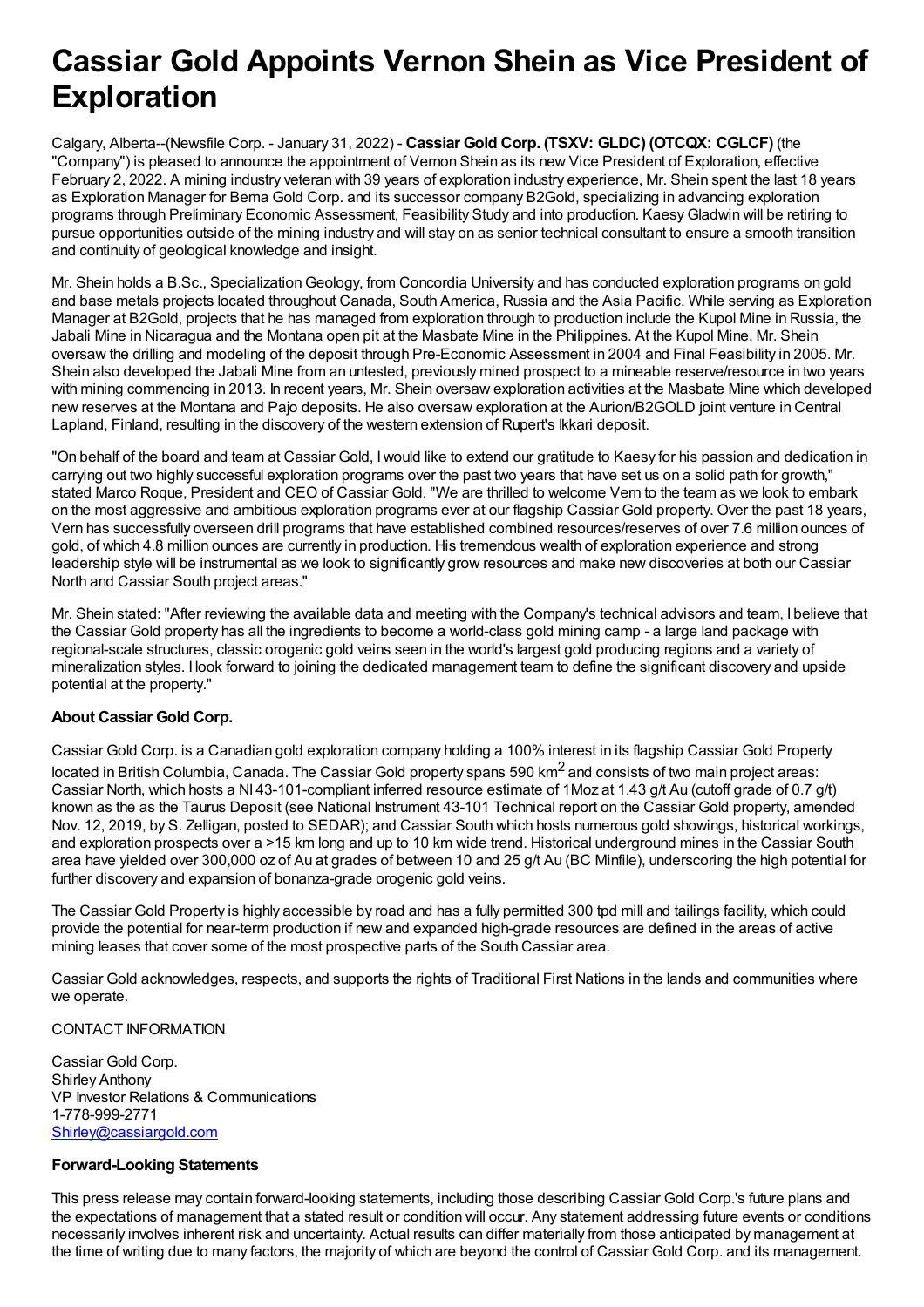# Cassiar Gold Appoints Vernon Shein as Vice President of Exploration

Calgary, Alberta--(Newsfile Corp. - January 31, 2022) - **Cassiar Gold Corp. (TSXV: GLDC) (OTCQX: CGLCF)** (the "Company") is pleased to announce the appointment of Vernon Shein as its new Vice President of Exploration, effective February 2, 2022. A mining industry veteran with 39 years of exploration industry experience, Mr. Shein spent the last 18 years as Exploration Manager for Bema Gold Corp. and its successor company B2Gold, specializing in advancing exploration programs through Preliminary Economic Assessment, Feasibility Study and into production. Kaesy Gladwin will be retiring to pursue opportunities outside of the mining industry and will stay on as senior technical consultant to ensure a smooth transition and continuity of geological knowledge and insight.

Mr. Shein holds a B.Sc., Specialization Geology, from Concordia University and has conducted exploration programs on gold and base metals projects located throughout Canada, South America, Russia and the Asia Pacific. While serving as Exploration Manager at B2Gold, projects that he has managed from exploration through to production include the Kupol Mine in Russia, the Jabali Mine in Nicaragua and the Montana open pit at the Masbate Mine in the Philippines. At the Kupol Mine, Mr. Shein oversaw the drilling and modeling of the deposit through Pre-Economic Assessment in 2004 and Final Feasibility in 2005. Mr. Shein also developed the Jabali Mine from an untested, previously mined prospect to a mineable reserve/resource in two years with mining commencing in 2013. In recent years, Mr. Shein oversaw exploration activities at the Masbate Mine which developed new reserves at the Montana and Pajo deposits. He also oversaw exploration at the Aurion/B2GOLD joint venture in Central Lapland, Finland, resulting in the discovery of the western extension of Rupert's Ikkari deposit.

"On behalf of the board and team at Cassiar Gold, I would like to extend our gratitude to Kaesy for his passion and dedication in carrying out two highly successful exploration programs over the past two years that have set us on a solid path for growth," stated Marco Roque, President and CEO of Cassiar Gold. "We are thrilled to welcome Vern to the team as we look to embark on the most aggressive and ambitious exploration programs ever at our flagship Cassiar Gold property. Over the past 18 years, Vern has successfully overseen drill programs that have established combined resources/reserves of over 7.6 million ounces of gold, of which 4.8 million ounces are currently in production. His tremendous wealth of exploration experience and strong leadership style will be instrumental as we look to significantly grow resources and make new discoveries at both our Cassiar North and Cassiar South project areas."

Mr. Shein stated: "After reviewing the available data and meeting with the Company's technical advisors and team, I believe that the Cassiar Gold property has all the ingredients to become a world-class gold mining camp - a large land package with regional-scale structures, classic orogenic gold veins seen in the world's largest gold producing regions and a variety of mineralization styles. I look forward to joining the dedicated management team to define the significant discovery and upside potential at the property."

### About Cassiar Gold Corp.

Cassiar Gold Corp. is a Canadian gold exploration company holding a 100% interest in its flagship Cassiar Gold Property located in British Columbia, Canada. The Cassiar Gold property spans 590 km$^2$ and consists of two main project areas: Cassiar North, which hosts a NI 43-101-compliant inferred resource estimate of 1Moz at 1.43 g/t Au (cutoff grade of 0.7 g/t) known as the as the Taurus Deposit (see National Instrument 43-101 Technical report on the Cassiar Gold property, amended Nov. 12, 2019, by S. Zelligan, posted to SEDAR); and Cassiar South which hosts numerous gold showings, historical workings, and exploration prospects over a >15 km long and up to 10 km wide trend. Historical underground mines in the Cassiar South area have yielded over 300,000 oz of Au at grades of between 10 and 25 g/t Au (BC Minfile), underscoring the high potential for further discovery and expansion of bonanza-grade orogenic gold veins.

The Cassiar Gold Property is highly accessible by road and has a fully permitted 300 tpd mill and tailings facility, which could provide the potential for near-term production if new and expanded high-grade resources are defined in the areas of active mining leases that cover some of the most prospective parts of the South Cassiar area.

Cassiar Gold acknowledges, respects, and supports the rights of Traditional First Nations in the lands and communities where we operate.

CONTACT INFORMATION

Cassiar Gold Corp.
Shirley Anthony
VP Investor Relations & Communications
1-778-999-2771
Shirley@cassiargold.com

### Forward-Looking Statements

This press release may contain forward-looking statements, including those describing Cassiar Gold Corp.'s future plans and the expectations of management that a stated result or condition will occur. Any statement addressing future events or conditions necessarily involves inherent risk and uncertainty. Actual results can differ materially from those anticipated by management at the time of writing due to many factors, the majority of which are beyond the control of Cassiar Gold Corp. and its management.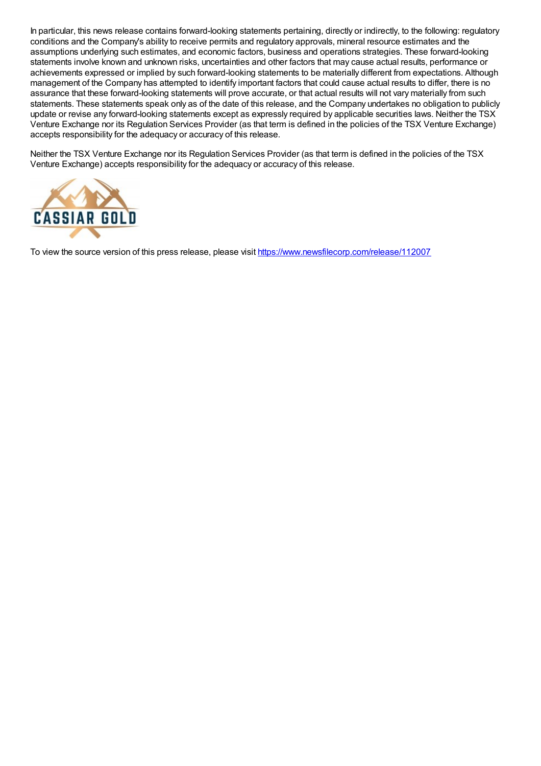In particular, this news release contains forward-looking statements pertaining, directly or indirectly, to the following: regulatory conditions and the Company's ability to receive permits and regulatory approvals, mineral resource estimates and the assumptions underlying such estimates, and economic factors, business and operations strategies. These forward-looking statements involve known and unknown risks, uncertainties and other factors that may cause actual results, performance or achievements expressed or implied by such forward-looking statements to be materially different from expectations. Although management of the Company has attempted to identify important factors that could cause actual results to differ, there is no assurance that these forward-looking statements will prove accurate, or that actual results will not vary materially from such statements. These statements speak only as of the date of this release, and the Company undertakes no obligation to publicly update or revise any forward-looking statements except as expressly required by applicable securities laws. Neither the TSX Venture Exchange nor its Regulation Services Provider (as that term is defined in the policies of the TSX Venture Exchange) accepts responsibility for the adequacy or accuracy of this release.

Neither the TSX Venture Exchange nor its Regulation Services Provider (as that term is defined in the policies of the TSX Venture Exchange) accepts responsibility for the adequacy or accuracy of this release.

CASSIAR GOLD

To view the source version of this press release, please visit [https://www.newsfilecorp.com/release/112007](https://www.newsfilecorp.com/release/112007)